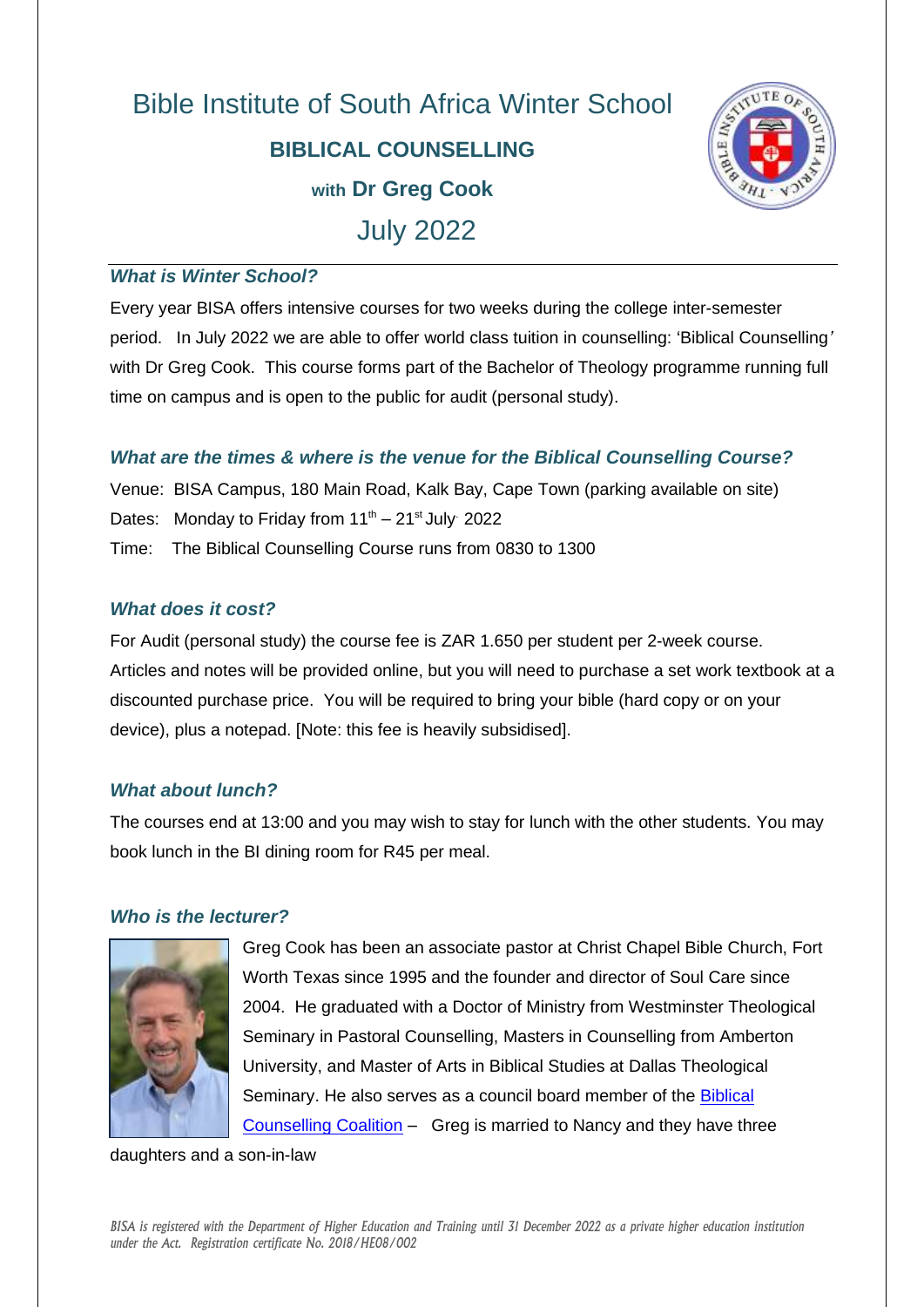# Bible Institute of South Africa Winter School

## BIBLICAL COUNSELLING

### with Dr Greg Cook

### July 2022

### *What is Winter School?*

Every year BISA offers intensive courses for two weeks during the college inter-semester period. In July 2022 we are able to offer world class tuition in counselling: 'Biblical Counselling' with Dr Greg Cook. This course forms part of the Bachelor of Theology programme running full time on campus and is open to the public for audit (personal study).

### *What are the times & where is the venue for the Biblical Counselling Course?*

Venue: BISA Campus, 180 Main Road, Kalk Bay, Cape Town (parking available on site)
Dates: Monday to Friday from 11th – 21st July 2022
Time: The Biblical Counselling Course runs from 0830 to 1300

### *What does it cost?*

For Audit (personal study) the course fee is ZAR 1.650 per student per 2-week course. Articles and notes will be provided online, but you will need to purchase a set work textbook at a discounted purchase price. You will be required to bring your bible (hard copy or on your device), plus a notepad. [Note: this fee is heavily subsidised].

### *What about lunch?*

The courses end at 13:00 and you may wish to stay for lunch with the other students. You may book lunch in the BI dining room for R45 per meal.

### *Who is the lecturer?*

Greg Cook has been an associate pastor at Christ Chapel Bible Church, Fort Worth Texas since 1995 and the founder and director of Soul Care since 2004. He graduated with a Doctor of Ministry from Westminster Theological Seminary in Pastoral Counselling, Masters in Counselling from Amberton University, and Master of Arts in Biblical Studies at Dallas Theological Seminary. He also serves as a council board member of the Biblical Counselling Coalition – Greg is married to Nancy and they have three daughters and a son-in-law

*BISA is registered with the Department of Higher Education and Training until 31 December 2022 as a private higher education institution under the Act. Registration certificate No. 2018/HE08/002*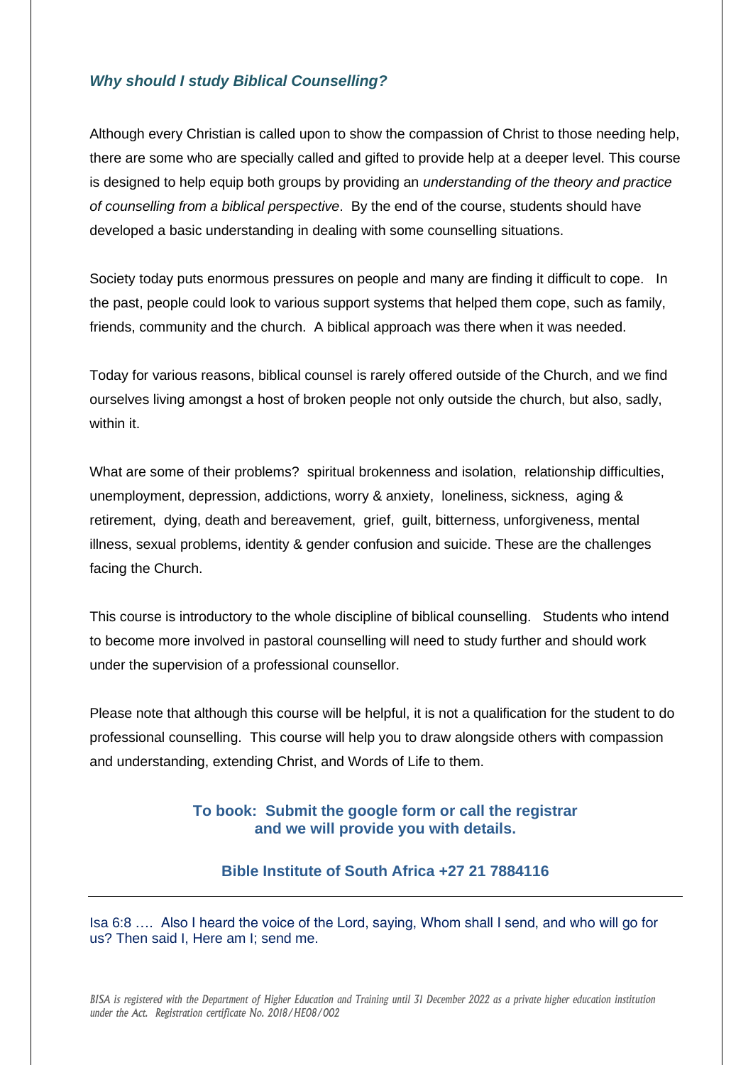### *Why should I study Biblical Counselling?*

Although every Christian is called upon to show the compassion of Christ to those needing help, there are some who are specially called and gifted to provide help at a deeper level. This course is designed to help equip both groups by providing an *understanding of the theory and practice of counselling from a biblical perspective*. By the end of the course, students should have developed a basic understanding in dealing with some counselling situations.

Society today puts enormous pressures on people and many are finding it difficult to cope. In the past, people could look to various support systems that helped them cope, such as family, friends, community and the church. A biblical approach was there when it was needed.

Today for various reasons, biblical counsel is rarely offered outside of the Church, and we find ourselves living amongst a host of broken people not only outside the church, but also, sadly, within it.

What are some of their problems? spiritual brokenness and isolation, relationship difficulties, unemployment, depression, addictions, worry & anxiety, loneliness, sickness, aging & retirement, dying, death and bereavement, grief, guilt, bitterness, unforgiveness, mental illness, sexual problems, identity & gender confusion and suicide. These are the challenges facing the Church.

This course is introductory to the whole discipline of biblical counselling. Students who intend to become more involved in pastoral counselling will need to study further and should work under the supervision of a professional counsellor.

Please note that although this course will be helpful, it is not a qualification for the student to do professional counselling. This course will help you to draw alongside others with compassion and understanding, extending Christ, and Words of Life to them.

**To book: Submit the google form or call the registrar and we will provide you with details.**

**Bible Institute of South Africa +27 21 7884116**

---

Isa 6:8 …. Also I heard the voice of the Lord, saying, Whom shall I send, and who will go for us? Then said I, Here am I; send me.

*BISA is registered with the Department of Higher Education and Training until 31 December 2022 as a private higher education institution under the Act. Registration certificate No. 2018/HE08/002*